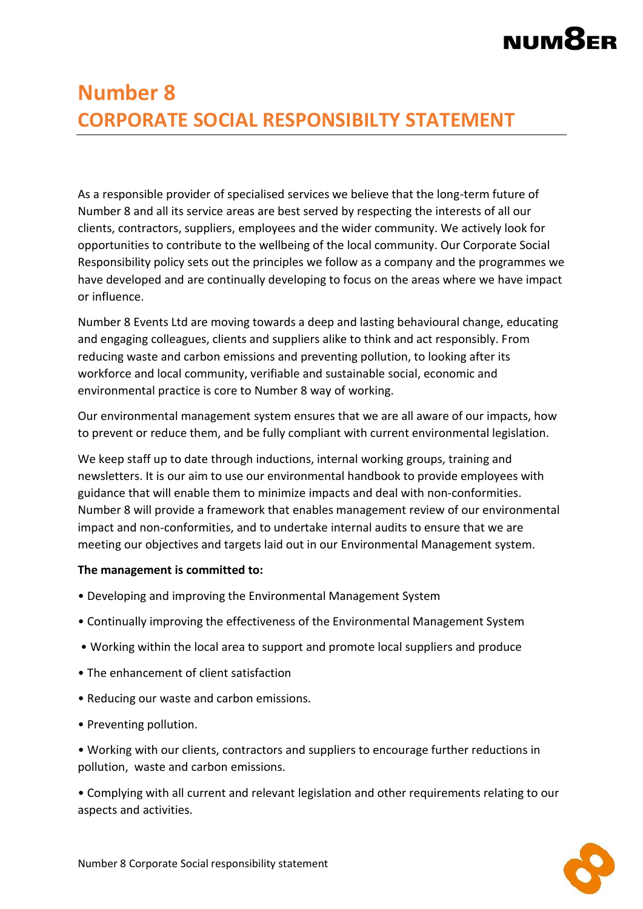# Number 8
# CORPORATE SOCIAL RESPONSIBILTY STATEMENT

As a responsible provider of specialised services we believe that the long-term future of Number 8 and all its service areas are best served by respecting the interests of all our clients, contractors, suppliers, employees and the wider community. We actively look for opportunities to contribute to the wellbeing of the local community. Our Corporate Social Responsibility policy sets out the principles we follow as a company and the programmes we have developed and are continually developing to focus on the areas where we have impact or influence.

Number 8 Events Ltd are moving towards a deep and lasting behavioural change, educating and engaging colleagues, clients and suppliers alike to think and act responsibly. From reducing waste and carbon emissions and preventing pollution, to looking after its workforce and local community, verifiable and sustainable social, economic and environmental practice is core to Number 8 way of working.

Our environmental management system ensures that we are all aware of our impacts, how to prevent or reduce them, and be fully compliant with current environmental legislation.

We keep staff up to date through inductions, internal working groups, training and newsletters. It is our aim to use our environmental handbook to provide employees with guidance that will enable them to minimize impacts and deal with non-conformities. Number 8 will provide a framework that enables management review of our environmental impact and non-conformities, and to undertake internal audits to ensure that we are meeting our objectives and targets laid out in our Environmental Management system.

**The management is committed to:**

- Developing and improving the Environmental Management System
- Continually improving the effectiveness of the Environmental Management System
- Working within the local area to support and promote local suppliers and produce
- The enhancement of client satisfaction
- Reducing our waste and carbon emissions.
- Preventing pollution.
- Working with our clients, contractors and suppliers to encourage further reductions in pollution, waste and carbon emissions.
- Complying with all current and relevant legislation and other requirements relating to our aspects and activities.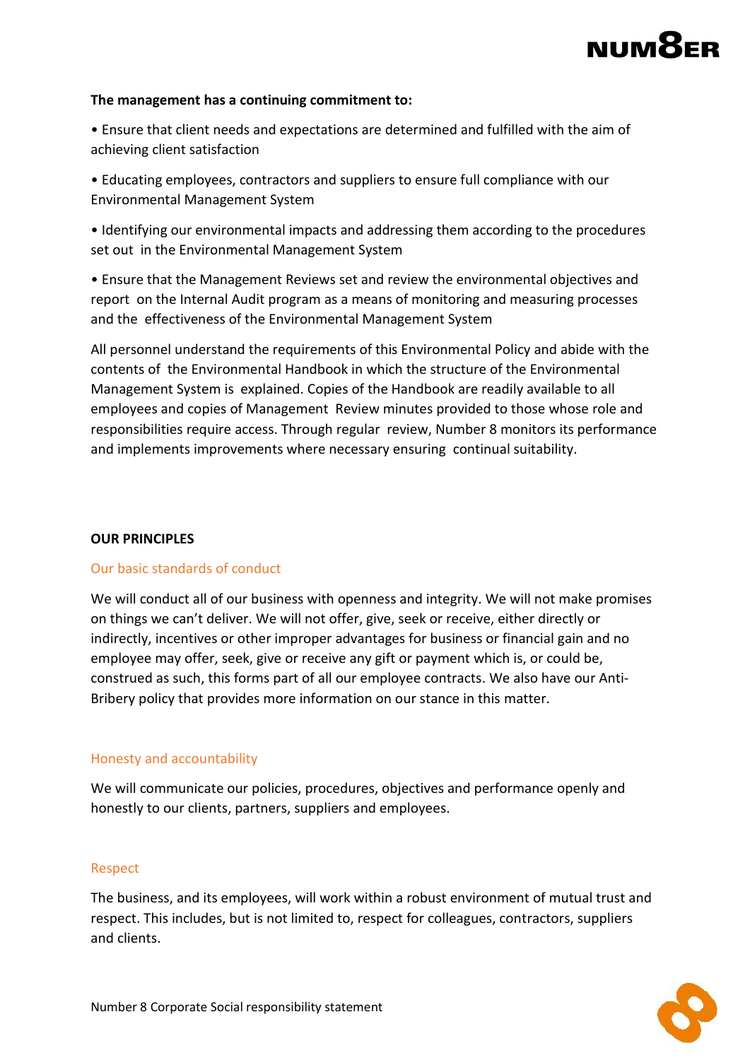**The management has a continuing commitment to:**

- Ensure that client needs and expectations are determined and fulfilled with the aim of achieving client satisfaction
- Educating employees, contractors and suppliers to ensure full compliance with our Environmental Management System
- Identifying our environmental impacts and addressing them according to the procedures set out in the Environmental Management System
- Ensure that the Management Reviews set and review the environmental objectives and report on the Internal Audit program as a means of monitoring and measuring processes and the effectiveness of the Environmental Management System

All personnel understand the requirements of this Environmental Policy and abide with the contents of the Environmental Handbook in which the structure of the Environmental Management System is explained. Copies of the Handbook are readily available to all employees and copies of Management Review minutes provided to those whose role and responsibilities require access. Through regular review, Number 8 monitors its performance and implements improvements where necessary ensuring continual suitability.

## OUR PRINCIPLES

### Our basic standards of conduct

We will conduct all of our business with openness and integrity. We will not make promises on things we can't deliver. We will not offer, give, seek or receive, either directly or indirectly, incentives or other improper advantages for business or financial gain and no employee may offer, seek, give or receive any gift or payment which is, or could be, construed as such, this forms part of all our employee contracts. We also have our Anti-Bribery policy that provides more information on our stance in this matter.

### Honesty and accountability

We will communicate our policies, procedures, objectives and performance openly and honestly to our clients, partners, suppliers and employees.

### Respect

The business, and its employees, will work within a robust environment of mutual trust and respect. This includes, but is not limited to, respect for colleagues, contractors, suppliers and clients.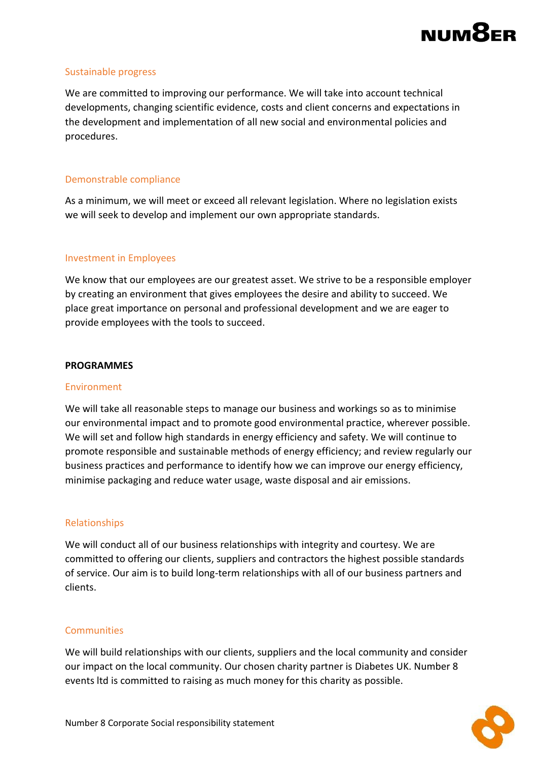### Sustainable progress

We are committed to improving our performance. We will take into account technical developments, changing scientific evidence, costs and client concerns and expectations in the development and implementation of all new social and environmental policies and procedures.

### Demonstrable compliance

As a minimum, we will meet or exceed all relevant legislation. Where no legislation exists we will seek to develop and implement our own appropriate standards.

### Investment in Employees

We know that our employees are our greatest asset. We strive to be a responsible employer by creating an environment that gives employees the desire and ability to succeed. We place great importance on personal and professional development and we are eager to provide employees with the tools to succeed.

## PROGRAMMES

### Environment

We will take all reasonable steps to manage our business and workings so as to minimise our environmental impact and to promote good environmental practice, wherever possible. We will set and follow high standards in energy efficiency and safety. We will continue to promote responsible and sustainable methods of energy efficiency; and review regularly our business practices and performance to identify how we can improve our energy efficiency, minimise packaging and reduce water usage, waste disposal and air emissions.

### Relationships

We will conduct all of our business relationships with integrity and courtesy. We are committed to offering our clients, suppliers and contractors the highest possible standards of service. Our aim is to build long-term relationships with all of our business partners and clients.

### Communities

We will build relationships with our clients, suppliers and the local community and consider our impact on the local community. Our chosen charity partner is Diabetes UK. Number 8 events ltd is committed to raising as much money for this charity as possible.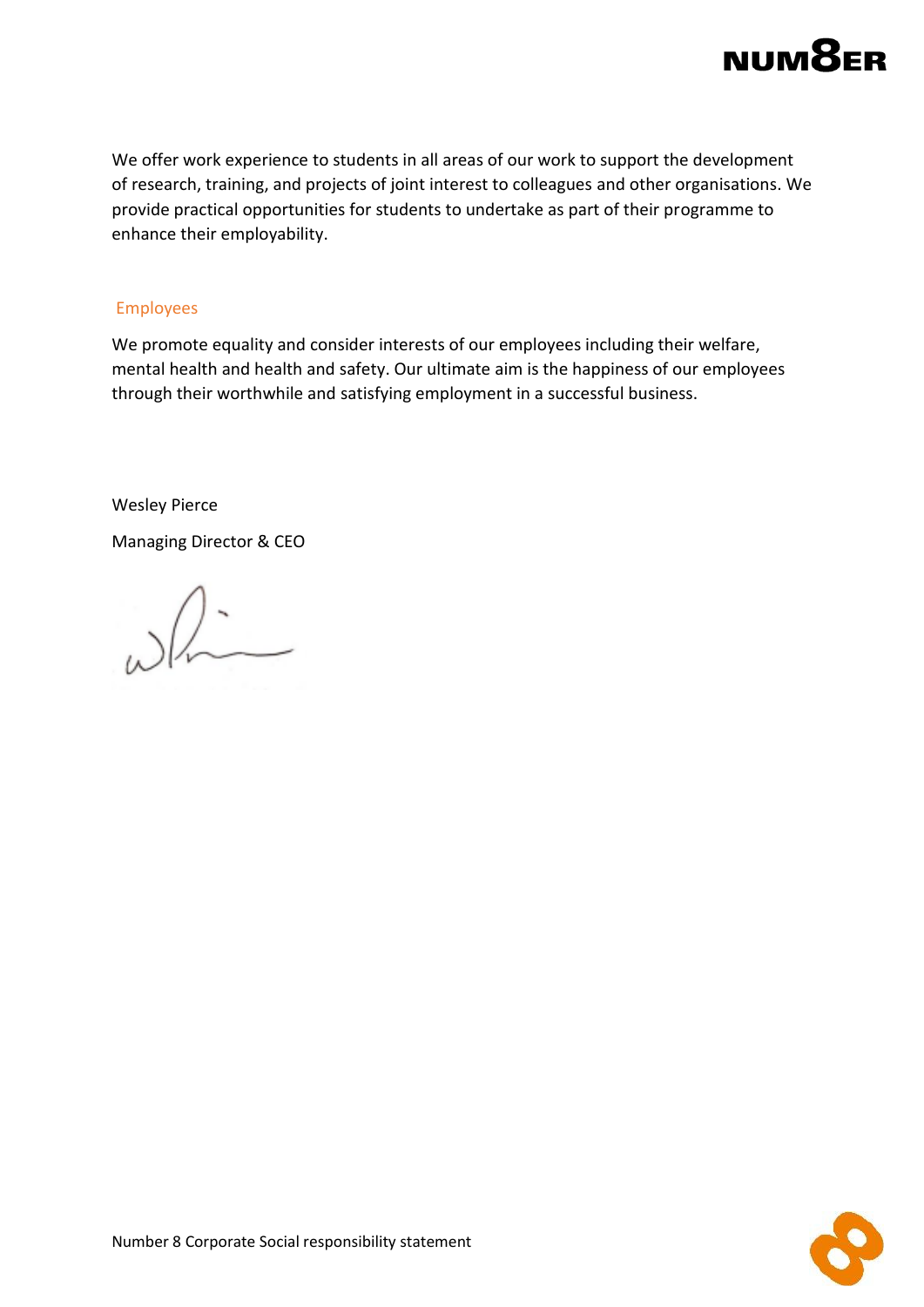We offer work experience to students in all areas of our work to support the development of research, training, and projects of joint interest to colleagues and other organisations. We provide practical opportunities for students to undertake as part of their programme to enhance their employability.

## Employees

We promote equality and consider interests of our employees including their welfare, mental health and health and safety. Our ultimate aim is the happiness of our employees through their worthwhile and satisfying employment in a successful business.

Wesley Pierce

Managing Director & CEO